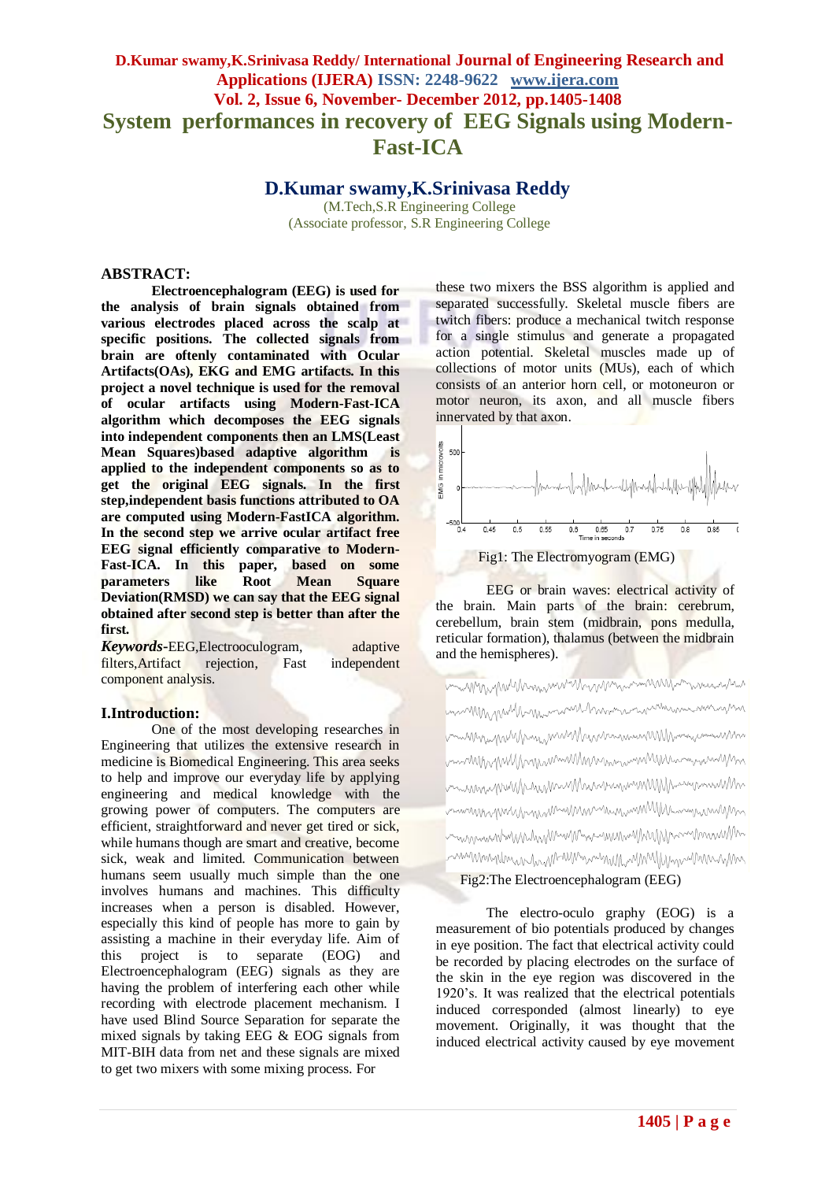# System performances in recovery of EEG Signals using Modern-Fast-ICA

## D.Kumar swamy,K.Srinivasa Reddy

(M.Tech,S.R Engineering College

(Associate professor, S.R Engineering College

## ABSTRACT:

**Electroencephalogram (EEG) is used for the analysis of brain signals obtained from various electrodes placed across the scalp at specific positions. The collected signals from brain are oftenly contaminated with Ocular Artifacts(OAs), EKG and EMG artifacts. In this project a novel technique is used for the removal of ocular artifacts using Modern-Fast-ICA algorithm which decomposes the EEG signals into independent components then an LMS(Least Mean Squares)based adaptive algorithm is applied to the independent components so as to get the original EEG signals. In the first step,independent basis functions attributed to OA are computed using Modern-FastICA algorithm. In the second step we arrive ocular artifact free EEG signal efficiently comparative to Modern-Fast-ICA. In this paper, based on some parameters like Root Mean Square Deviation(RMSD) we can say that the EEG signal obtained after second step is better than after the first.**

***Keywords***-EEG,Electrooculogram, adaptive filters,Artifact rejection, Fast independent component analysis.

## I.Introduction:

One of the most developing researches in Engineering that utilizes the extensive research in medicine is Biomedical Engineering. This area seeks to help and improve our everyday life by applying engineering and medical knowledge with the growing power of computers. The computers are efficient, straightforward and never get tired or sick, while humans though are smart and creative, become sick, weak and limited. Communication between humans seem usually much simple than the one involves humans and machines. This difficulty increases when a person is disabled. However, especially this kind of people has more to gain by assisting a machine in their everyday life. Aim of this project is to separate (EOG) and Electroencephalogram (EEG) signals as they are having the problem of interfering each other while recording with electrode placement mechanism. I have used Blind Source Separation for separate the mixed signals by taking EEG & EOG signals from MIT-BIH data from net and these signals are mixed to get two mixers with some mixing process. For these two mixers the BSS algorithm is applied and separated successfully. Skeletal muscle fibers are twitch fibers: produce a mechanical twitch response for a single stimulus and generate a propagated action potential. Skeletal muscles made up of collections of motor units (MUs), each of which consists of an anterior horn cell, or motoneuron or motor neuron, its axon, and all muscle fibers innervated by that axon.

Fig1: The Electromyogram (EMG)

EEG or brain waves: electrical activity of the brain. Main parts of the brain: cerebrum, cerebellum, brain stem (midbrain, pons medulla, reticular formation), thalamus (between the midbrain and the hemispheres).

Fig2:The Electroencephalogram (EEG)

The electro-oculo graphy (EOG) is a measurement of bio potentials produced by changes in eye position. The fact that electrical activity could be recorded by placing electrodes on the surface of the skin in the eye region was discovered in the 1920's. It was realized that the electrical potentials induced corresponded (almost linearly) to eye movement. Originally, it was thought that the induced electrical activity caused by eye movement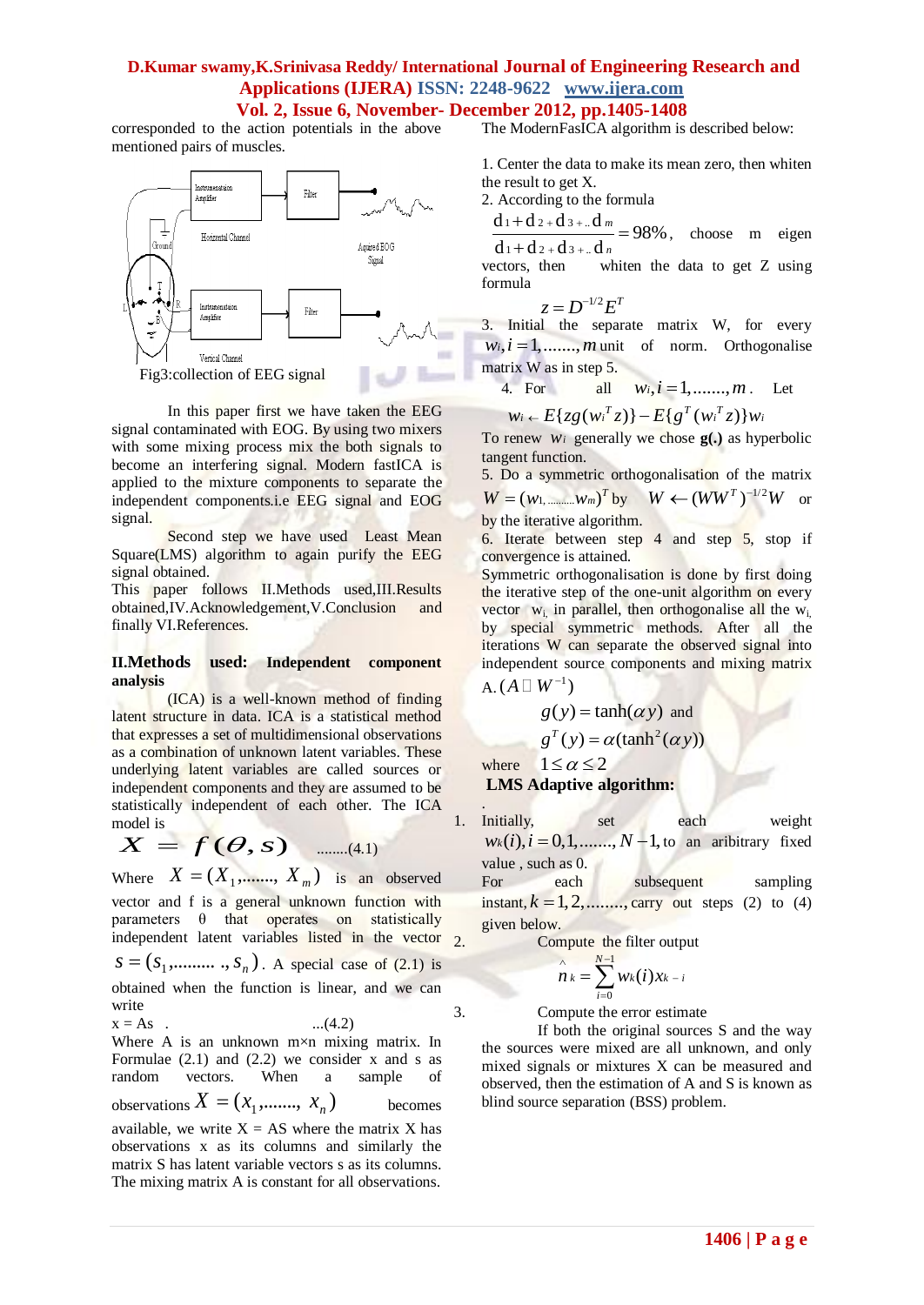corresponded to the action potentials in the above mentioned pairs of muscles.

Fig3:collection of EEG signal

In this paper first we have taken the EEG signal contaminated with EOG. By using two mixers with some mixing process mix the both signals to become an interfering signal. Modern fastICA is applied to the mixture components to separate the independent components.i.e EEG signal and EOG signal.

Second step we have used Least Mean Square(LMS) algorithm to again purify the EEG signal obtained.

This paper follows II.Methods used,III.Results obtained,IV.Acknowledgement,V.Conclusion and finally VI.References.

## II.Methods used: Independent component analysis

(ICA) is a well-known method of finding latent structure in data. ICA is a statistical method that expresses a set of multidimensional observations as a combination of unknown latent variables. These underlying latent variables are called sources or independent components and they are assumed to be statistically independent of each other. The ICA model is

$$X = f(\theta, s) \quad ........(4.1)$$

Where $X = (X_1,......., X_m)$ is an observed vector and f is a general unknown function with parameters θ that operates on statistically independent latent variables listed in the vector $s = (s_1,........., s_n)$. A special case of (2.1) is obtained when the function is linear, and we can write

x = As . ...(4.2)

Where A is an unknown m×n mixing matrix. In Formulae (2.1) and (2.2) we consider x and s as random vectors. When a sample of observations $X = (x_1,......., x_n)$ becomes available, we write X = AS where the matrix X has observations x as its columns and similarly the matrix S has latent variable vectors s as its columns. The mixing matrix A is constant for all observations.

The ModernFasICA algorithm is described below:

1. Center the data to make its mean zero, then whiten the result to get X.
2. According to the formula $\frac{d_1 + d_2 + d_3 + .. d_m}{d_1 + d_2 + d_3 + .. d_n} = 98\%$, choose m eigen vectors, then whiten the data to get Z using formula

$$z = D^{-1/2}E^T$$

3. Initial the separate matrix W, for every $w_i, i = 1,......., m$ unit of norm. Orthogonalise matrix W as in step 5.
4. For all $w_i, i = 1,......., m$. Let

$$w_i \leftarrow E\{zg(w_i^T z)\} - E\{g^T(w_i^T z)\}w_i$$

To renew $w_i$ generally we chose **g(.)** as hyperbolic tangent function.

5. Do a symmetric orthogonalisation of the matrix $W = (w_1,.........w_m)^T$ by $W \leftarrow (WW^T)^{-1/2}W$ or by the iterative algorithm.
6. Iterate between step 4 and step 5, stop if convergence is attained.

Symmetric orthogonalisation is done by first doing the iterative step of the one-unit algorithm on every vector $w_i$ in parallel, then orthogonalise all the $w_i$ by special symmetric methods. After all the iterations W can separate the observed signal into independent source components and mixing matrix A. $(A \square W^{-1})$

$$g(y) = \tanh(\alpha y) \text{ and}$$

$$g^T(y) = \alpha(\tanh^2(\alpha y))$$

where $1 \le \alpha \le 2$

### LMS Adaptive algorithm:

1. Initially, set each weight $w_k(i), i = 0,1,......., N-1$, to an aribitrary fixed value , such as 0.
   For each subsequent sampling instant, $k = 1,2,........,$ carry out steps (2) to (4) given below.
2. Compute the filter output

$$\hat{n}_k = \sum_{i=0}^{N-1} w_k(i)x_{k-i}$$

3. Compute the error estimate

If both the original sources S and the way the sources were mixed are all unknown, and only mixed signals or mixtures X can be measured and observed, then the estimation of A and S is known as blind source separation (BSS) problem.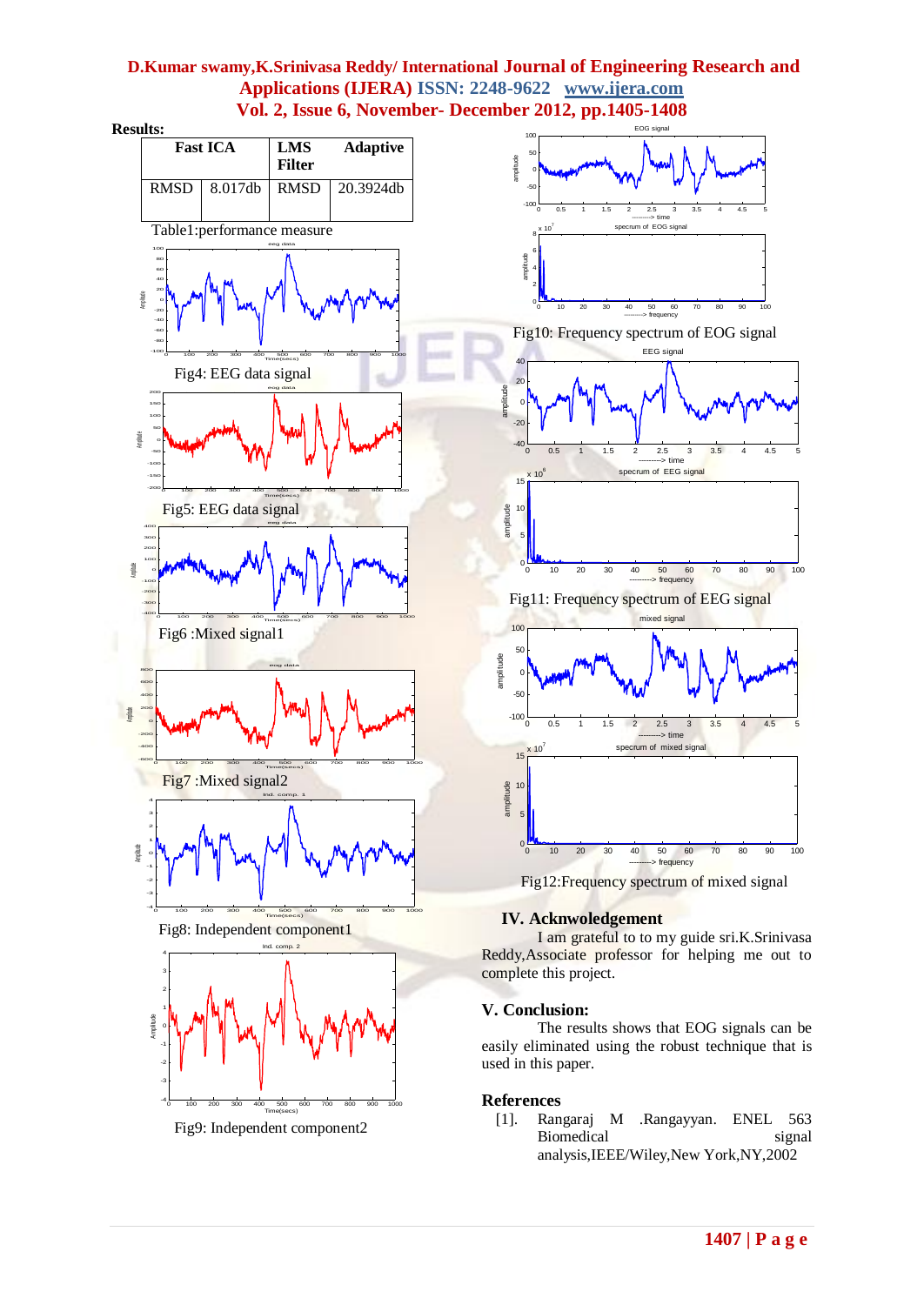**Results:**

| Fast ICA | | LMS Filter | Adaptive |
|---|---|---|---|
| RMSD | 8.017db | RMSD | 20.3924db |

Table1:performance measure

Fig4: EEG data signal

Fig5: EEG data signal

Fig6 :Mixed signal1

Fig7 :Mixed signal2

Fig8: Independent component1

Fig9: Independent component2

Fig10: Frequency spectrum of EOG signal

Fig11: Frequency spectrum of EEG signal

Fig12:Frequency spectrum of mixed signal

## IV. Acknowledgement

I am grateful to to my guide sri.K.Srinivasa Reddy,Associate professor for helping me out to complete this project.

## V. Conclusion:

The results shows that EOG signals can be easily eliminated using the robust technique that is used in this paper.

## References

[1]. Rangaraj M .Rangayyan. ENEL 563 Biomedical signal analysis,IEEE/Wiley,New York,NY,2002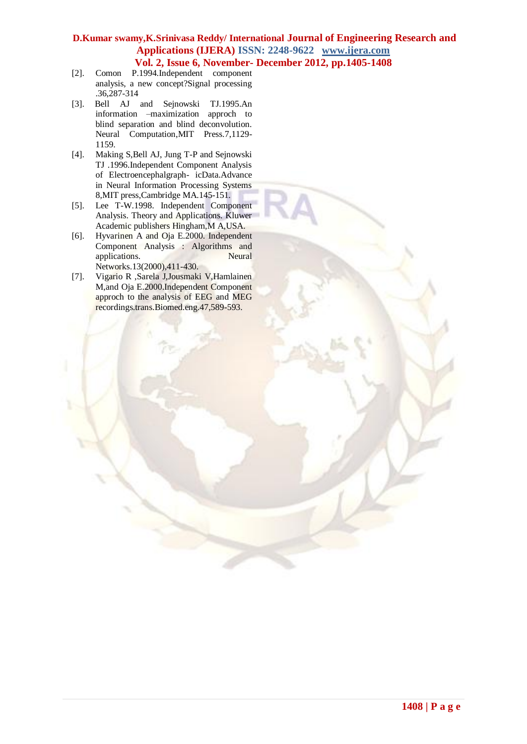[2]. Comon P.1994.Independent component analysis, a new concept?Signal processing .36,287-314

[3]. Bell AJ and Sejnowski TJ.1995.An information –maximization approch to blind separation and blind deconvolution. Neural Computation,MIT Press.7,1129-1159.

[4]. Making S,Bell AJ, Jung T-P and Sejnowski TJ .1996.Independent Component Analysis of Electroencephalgraph- icData.Advance in Neural Information Processing Systems 8,MIT press,Cambridge MA.145-151.

[5]. Lee T-W.1998. Independent Component Analysis. Theory and Applications. Kluwer Academic publishers Hingham,M A,USA.

[6]. Hyvarinen A and Oja E.2000. Independent Component Analysis : Algorithms and applications. Neural Networks.13(2000),411-430.

[7]. Vigario R ,Sarela J,Jousmaki V,Hamlainen M,and Oja E.2000.Independent Component approch to the analysis of EEG and MEG recordings.trans.Biomed.eng.47,589-593.